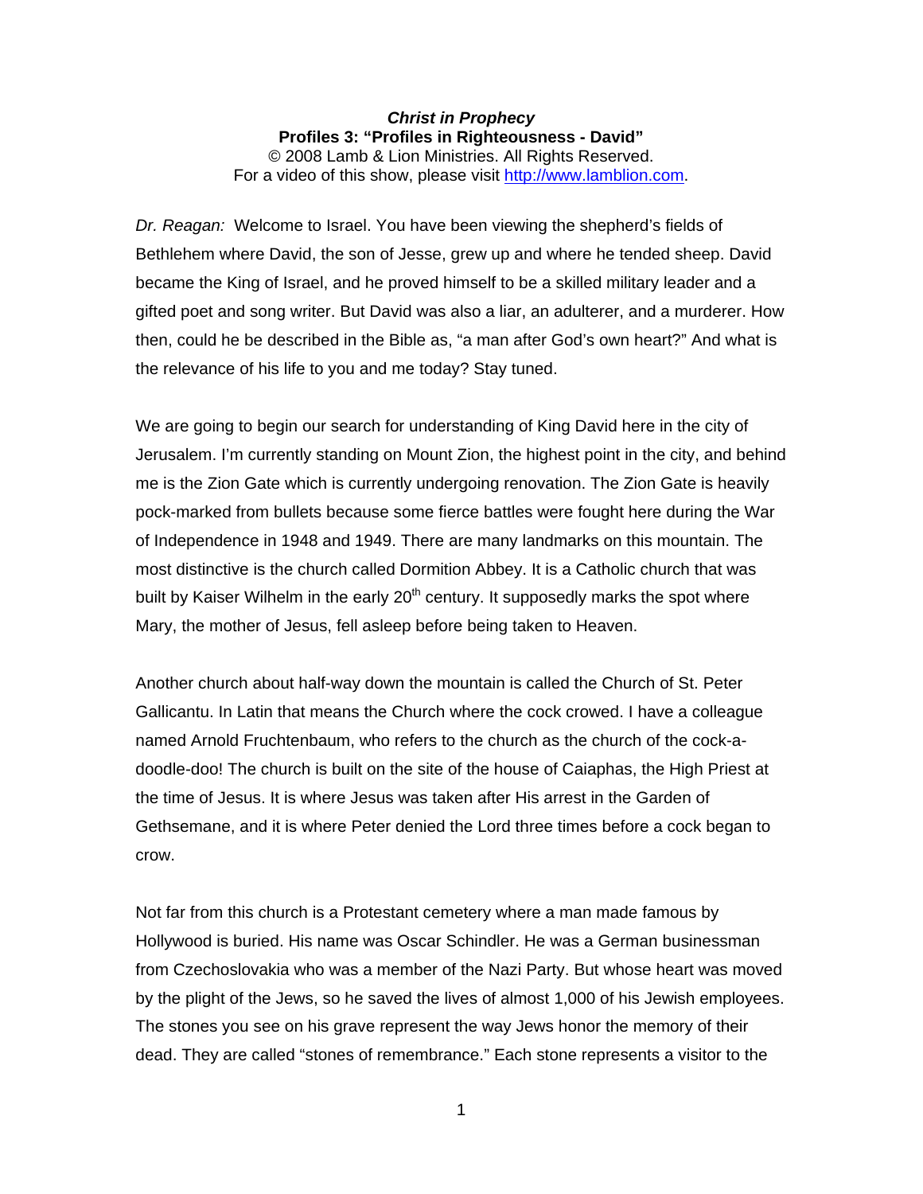**_Christ in Prophecy_**
**Profiles 3: "Profiles in Righteousness - David"**
© 2008 Lamb & Lion Ministries. All Rights Reserved.
For a video of this show, please visit http://www.lamblion.com.

*Dr. Reagan:* Welcome to Israel. You have been viewing the shepherd's fields of Bethlehem where David, the son of Jesse, grew up and where he tended sheep. David became the King of Israel, and he proved himself to be a skilled military leader and a gifted poet and song writer. But David was also a liar, an adulterer, and a murderer. How then, could he be described in the Bible as, "a man after God's own heart?" And what is the relevance of his life to you and me today? Stay tuned.

We are going to begin our search for understanding of King David here in the city of Jerusalem. I'm currently standing on Mount Zion, the highest point in the city, and behind me is the Zion Gate which is currently undergoing renovation. The Zion Gate is heavily pock-marked from bullets because some fierce battles were fought here during the War of Independence in 1948 and 1949. There are many landmarks on this mountain. The most distinctive is the church called Dormition Abbey. It is a Catholic church that was built by Kaiser Wilhelm in the early 20th century. It supposedly marks the spot where Mary, the mother of Jesus, fell asleep before being taken to Heaven.

Another church about half-way down the mountain is called the Church of St. Peter Gallicantu. In Latin that means the Church where the cock crowed. I have a colleague named Arnold Fruchtenbaum, who refers to the church as the church of the cock-a-doodle-doo! The church is built on the site of the house of Caiaphas, the High Priest at the time of Jesus. It is where Jesus was taken after His arrest in the Garden of Gethsemane, and it is where Peter denied the Lord three times before a cock began to crow.

Not far from this church is a Protestant cemetery where a man made famous by Hollywood is buried. His name was Oscar Schindler. He was a German businessman from Czechoslovakia who was a member of the Nazi Party. But whose heart was moved by the plight of the Jews, so he saved the lives of almost 1,000 of his Jewish employees. The stones you see on his grave represent the way Jews honor the memory of their dead. They are called "stones of remembrance." Each stone represents a visitor to the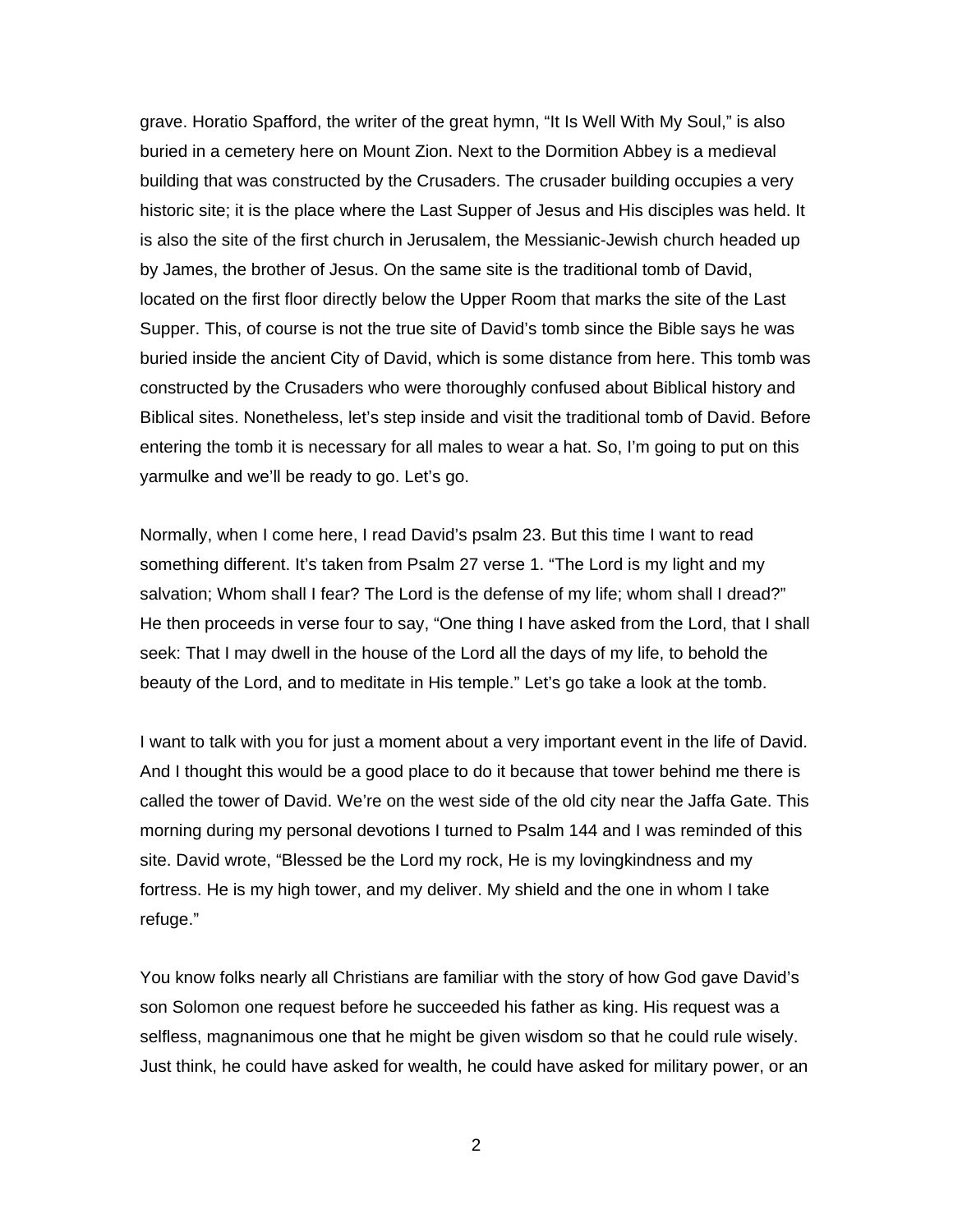grave. Horatio Spafford, the writer of the great hymn, “It Is Well With My Soul,” is also buried in a cemetery here on Mount Zion. Next to the Dormition Abbey is a medieval building that was constructed by the Crusaders. The crusader building occupies a very historic site; it is the place where the Last Supper of Jesus and His disciples was held. It is also the site of the first church in Jerusalem, the Messianic-Jewish church headed up by James, the brother of Jesus. On the same site is the traditional tomb of David, located on the first floor directly below the Upper Room that marks the site of the Last Supper. This, of course is not the true site of David’s tomb since the Bible says he was buried inside the ancient City of David, which is some distance from here. This tomb was constructed by the Crusaders who were thoroughly confused about Biblical history and Biblical sites. Nonetheless, let’s step inside and visit the traditional tomb of David. Before entering the tomb it is necessary for all males to wear a hat. So, I’m going to put on this yarmulke and we’ll be ready to go. Let’s go.

Normally, when I come here, I read David’s psalm 23. But this time I want to read something different. It’s taken from Psalm 27 verse 1. “The Lord is my light and my salvation; Whom shall I fear? The Lord is the defense of my life; whom shall I dread?” He then proceeds in verse four to say, “One thing I have asked from the Lord, that I shall seek: That I may dwell in the house of the Lord all the days of my life, to behold the beauty of the Lord, and to meditate in His temple.” Let’s go take a look at the tomb.

I want to talk with you for just a moment about a very important event in the life of David. And I thought this would be a good place to do it because that tower behind me there is called the tower of David. We’re on the west side of the old city near the Jaffa Gate. This morning during my personal devotions I turned to Psalm 144 and I was reminded of this site. David wrote, “Blessed be the Lord my rock, He is my lovingkindness and my fortress. He is my high tower, and my deliver. My shield and the one in whom I take refuge.”

You know folks nearly all Christians are familiar with the story of how God gave David’s son Solomon one request before he succeeded his father as king. His request was a selfless, magnanimous one that he might be given wisdom so that he could rule wisely. Just think, he could have asked for wealth, he could have asked for military power, or an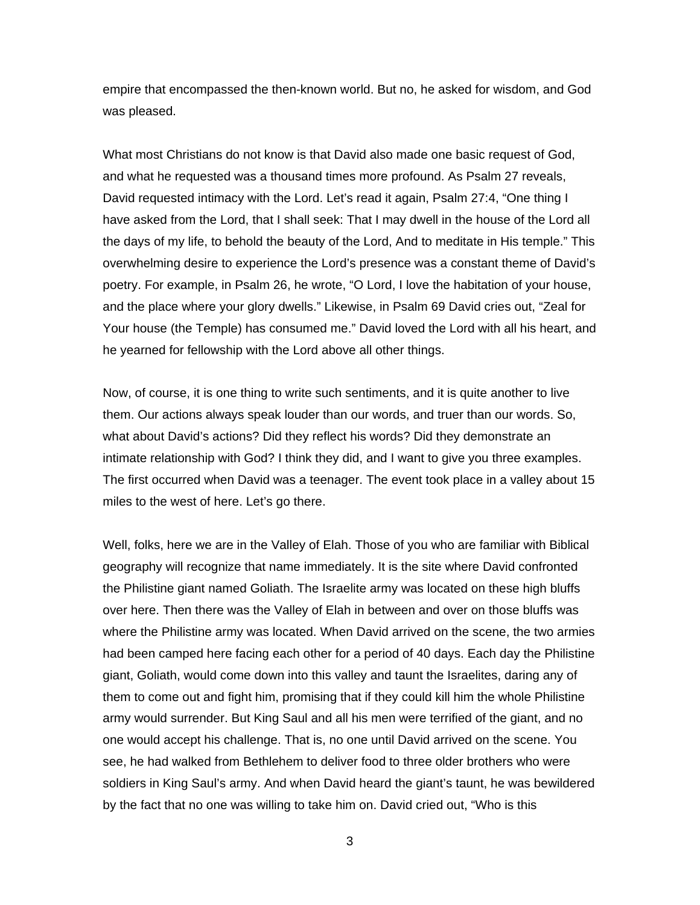empire that encompassed the then-known world. But no, he asked for wisdom, and God was pleased.

What most Christians do not know is that David also made one basic request of God, and what he requested was a thousand times more profound. As Psalm 27 reveals, David requested intimacy with the Lord. Let's read it again, Psalm 27:4, "One thing I have asked from the Lord, that I shall seek: That I may dwell in the house of the Lord all the days of my life, to behold the beauty of the Lord, And to meditate in His temple." This overwhelming desire to experience the Lord's presence was a constant theme of David's poetry. For example, in Psalm 26, he wrote, "O Lord, I love the habitation of your house, and the place where your glory dwells." Likewise, in Psalm 69 David cries out, "Zeal for Your house (the Temple) has consumed me." David loved the Lord with all his heart, and he yearned for fellowship with the Lord above all other things.

Now, of course, it is one thing to write such sentiments, and it is quite another to live them. Our actions always speak louder than our words, and truer than our words. So, what about David's actions? Did they reflect his words? Did they demonstrate an intimate relationship with God? I think they did, and I want to give you three examples. The first occurred when David was a teenager. The event took place in a valley about 15 miles to the west of here. Let's go there.

Well, folks, here we are in the Valley of Elah. Those of you who are familiar with Biblical geography will recognize that name immediately. It is the site where David confronted the Philistine giant named Goliath. The Israelite army was located on these high bluffs over here. Then there was the Valley of Elah in between and over on those bluffs was where the Philistine army was located. When David arrived on the scene, the two armies had been camped here facing each other for a period of 40 days. Each day the Philistine giant, Goliath, would come down into this valley and taunt the Israelites, daring any of them to come out and fight him, promising that if they could kill him the whole Philistine army would surrender. But King Saul and all his men were terrified of the giant, and no one would accept his challenge. That is, no one until David arrived on the scene. You see, he had walked from Bethlehem to deliver food to three older brothers who were soldiers in King Saul's army. And when David heard the giant's taunt, he was bewildered by the fact that no one was willing to take him on. David cried out, "Who is this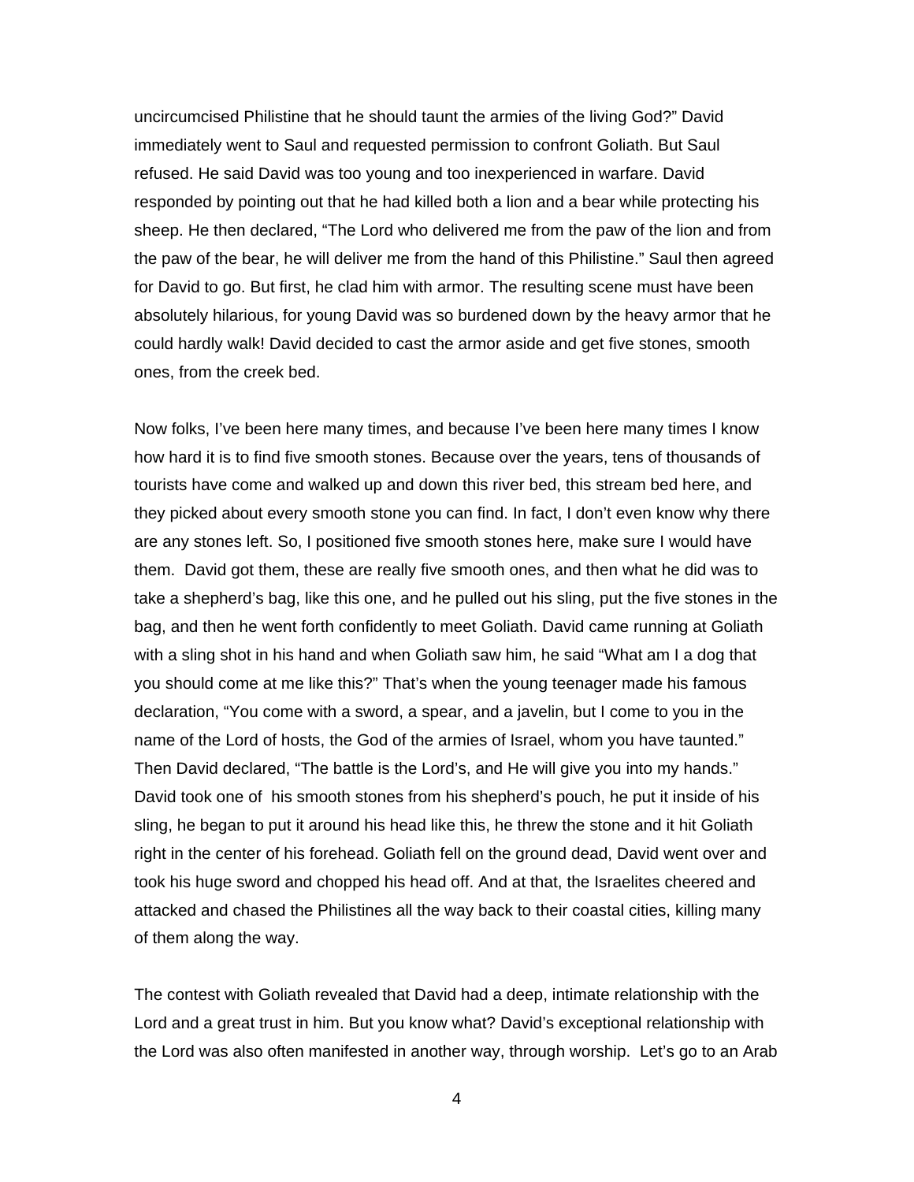uncircumcised Philistine that he should taunt the armies of the living God?" David immediately went to Saul and requested permission to confront Goliath. But Saul refused. He said David was too young and too inexperienced in warfare. David responded by pointing out that he had killed both a lion and a bear while protecting his sheep. He then declared, "The Lord who delivered me from the paw of the lion and from the paw of the bear, he will deliver me from the hand of this Philistine." Saul then agreed for David to go. But first, he clad him with armor. The resulting scene must have been absolutely hilarious, for young David was so burdened down by the heavy armor that he could hardly walk! David decided to cast the armor aside and get five stones, smooth ones, from the creek bed.

Now folks, I've been here many times, and because I've been here many times I know how hard it is to find five smooth stones. Because over the years, tens of thousands of tourists have come and walked up and down this river bed, this stream bed here, and they picked about every smooth stone you can find. In fact, I don't even know why there are any stones left. So, I positioned five smooth stones here, make sure I would have them. David got them, these are really five smooth ones, and then what he did was to take a shepherd's bag, like this one, and he pulled out his sling, put the five stones in the bag, and then he went forth confidently to meet Goliath. David came running at Goliath with a sling shot in his hand and when Goliath saw him, he said "What am I a dog that you should come at me like this?" That's when the young teenager made his famous declaration, "You come with a sword, a spear, and a javelin, but I come to you in the name of the Lord of hosts, the God of the armies of Israel, whom you have taunted." Then David declared, "The battle is the Lord's, and He will give you into my hands." David took one of his smooth stones from his shepherd's pouch, he put it inside of his sling, he began to put it around his head like this, he threw the stone and it hit Goliath right in the center of his forehead. Goliath fell on the ground dead, David went over and took his huge sword and chopped his head off. And at that, the Israelites cheered and attacked and chased the Philistines all the way back to their coastal cities, killing many of them along the way.

The contest with Goliath revealed that David had a deep, intimate relationship with the Lord and a great trust in him. But you know what? David's exceptional relationship with the Lord was also often manifested in another way, through worship. Let's go to an Arab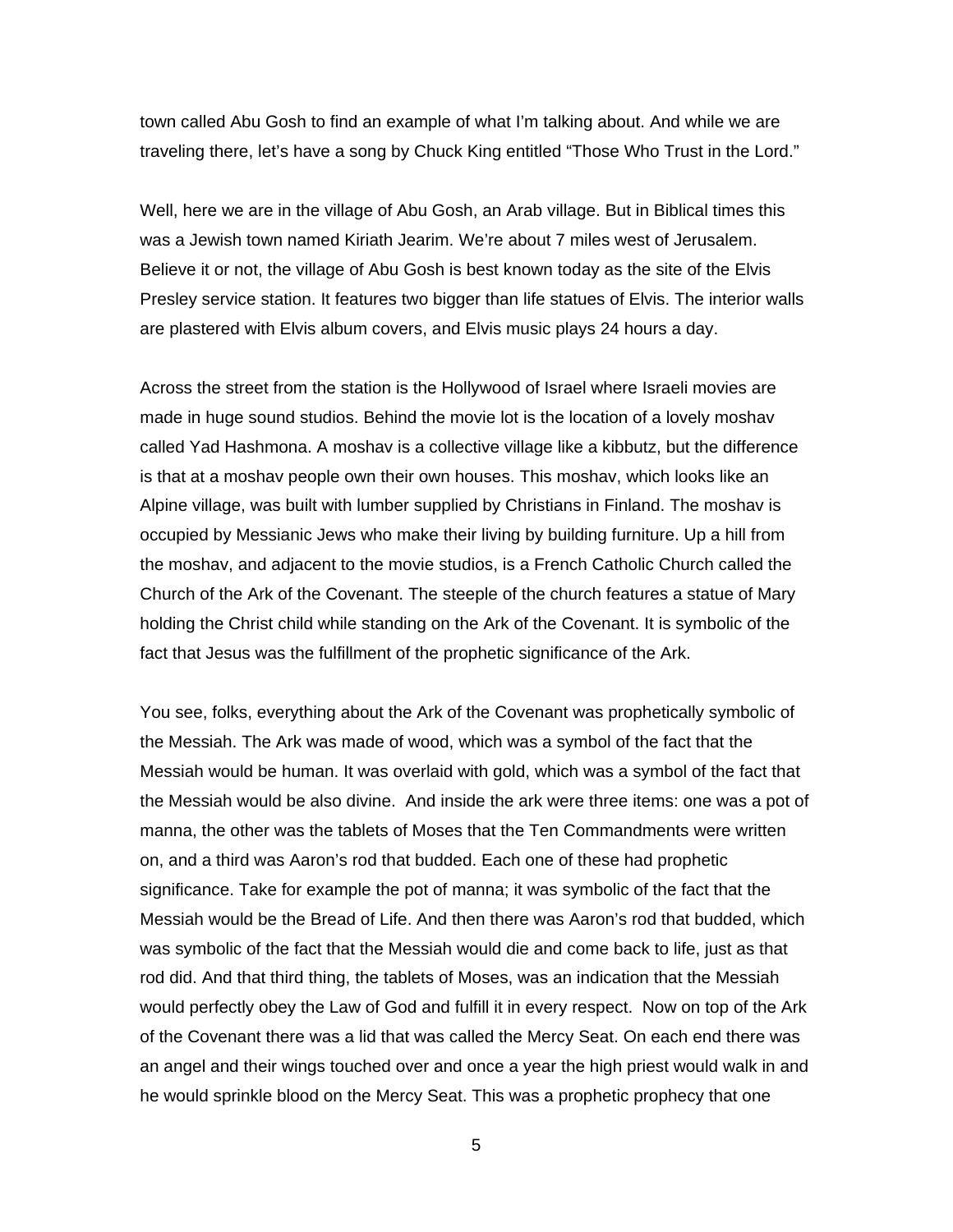town called Abu Gosh to find an example of what I'm talking about. And while we are traveling there, let's have a song by Chuck King entitled "Those Who Trust in the Lord."

Well, here we are in the village of Abu Gosh, an Arab village. But in Biblical times this was a Jewish town named Kiriath Jearim. We're about 7 miles west of Jerusalem. Believe it or not, the village of Abu Gosh is best known today as the site of the Elvis Presley service station. It features two bigger than life statues of Elvis. The interior walls are plastered with Elvis album covers, and Elvis music plays 24 hours a day.

Across the street from the station is the Hollywood of Israel where Israeli movies are made in huge sound studios. Behind the movie lot is the location of a lovely moshav called Yad Hashmona. A moshav is a collective village like a kibbutz, but the difference is that at a moshav people own their own houses. This moshav, which looks like an Alpine village, was built with lumber supplied by Christians in Finland. The moshav is occupied by Messianic Jews who make their living by building furniture. Up a hill from the moshav, and adjacent to the movie studios, is a French Catholic Church called the Church of the Ark of the Covenant. The steeple of the church features a statue of Mary holding the Christ child while standing on the Ark of the Covenant. It is symbolic of the fact that Jesus was the fulfillment of the prophetic significance of the Ark.

You see, folks, everything about the Ark of the Covenant was prophetically symbolic of the Messiah. The Ark was made of wood, which was a symbol of the fact that the Messiah would be human. It was overlaid with gold, which was a symbol of the fact that the Messiah would be also divine. And inside the ark were three items: one was a pot of manna, the other was the tablets of Moses that the Ten Commandments were written on, and a third was Aaron's rod that budded. Each one of these had prophetic significance. Take for example the pot of manna; it was symbolic of the fact that the Messiah would be the Bread of Life. And then there was Aaron's rod that budded, which was symbolic of the fact that the Messiah would die and come back to life, just as that rod did. And that third thing, the tablets of Moses, was an indication that the Messiah would perfectly obey the Law of God and fulfill it in every respect. Now on top of the Ark of the Covenant there was a lid that was called the Mercy Seat. On each end there was an angel and their wings touched over and once a year the high priest would walk in and he would sprinkle blood on the Mercy Seat. This was a prophetic prophecy that one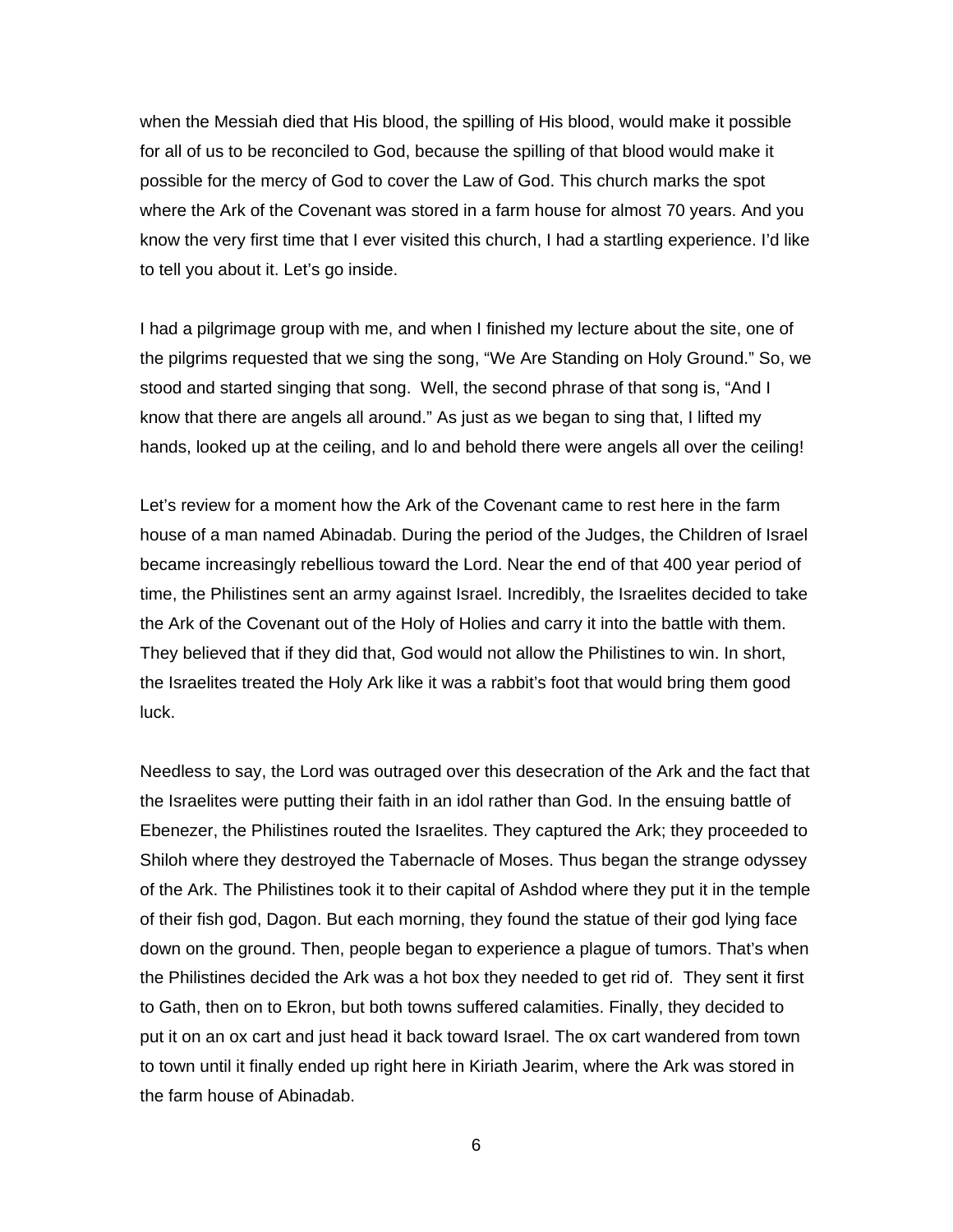when the Messiah died that His blood, the spilling of His blood, would make it possible for all of us to be reconciled to God, because the spilling of that blood would make it possible for the mercy of God to cover the Law of God. This church marks the spot where the Ark of the Covenant was stored in a farm house for almost 70 years. And you know the very first time that I ever visited this church, I had a startling experience. I'd like to tell you about it. Let's go inside.

I had a pilgrimage group with me, and when I finished my lecture about the site, one of the pilgrims requested that we sing the song, "We Are Standing on Holy Ground." So, we stood and started singing that song. Well, the second phrase of that song is, "And I know that there are angels all around." As just as we began to sing that, I lifted my hands, looked up at the ceiling, and lo and behold there were angels all over the ceiling!

Let's review for a moment how the Ark of the Covenant came to rest here in the farm house of a man named Abinadab. During the period of the Judges, the Children of Israel became increasingly rebellious toward the Lord. Near the end of that 400 year period of time, the Philistines sent an army against Israel. Incredibly, the Israelites decided to take the Ark of the Covenant out of the Holy of Holies and carry it into the battle with them. They believed that if they did that, God would not allow the Philistines to win. In short, the Israelites treated the Holy Ark like it was a rabbit's foot that would bring them good luck.

Needless to say, the Lord was outraged over this desecration of the Ark and the fact that the Israelites were putting their faith in an idol rather than God. In the ensuing battle of Ebenezer, the Philistines routed the Israelites. They captured the Ark; they proceeded to Shiloh where they destroyed the Tabernacle of Moses. Thus began the strange odyssey of the Ark. The Philistines took it to their capital of Ashdod where they put it in the temple of their fish god, Dagon. But each morning, they found the statue of their god lying face down on the ground. Then, people began to experience a plague of tumors. That's when the Philistines decided the Ark was a hot box they needed to get rid of. They sent it first to Gath, then on to Ekron, but both towns suffered calamities. Finally, they decided to put it on an ox cart and just head it back toward Israel. The ox cart wandered from town to town until it finally ended up right here in Kiriath Jearim, where the Ark was stored in the farm house of Abinadab.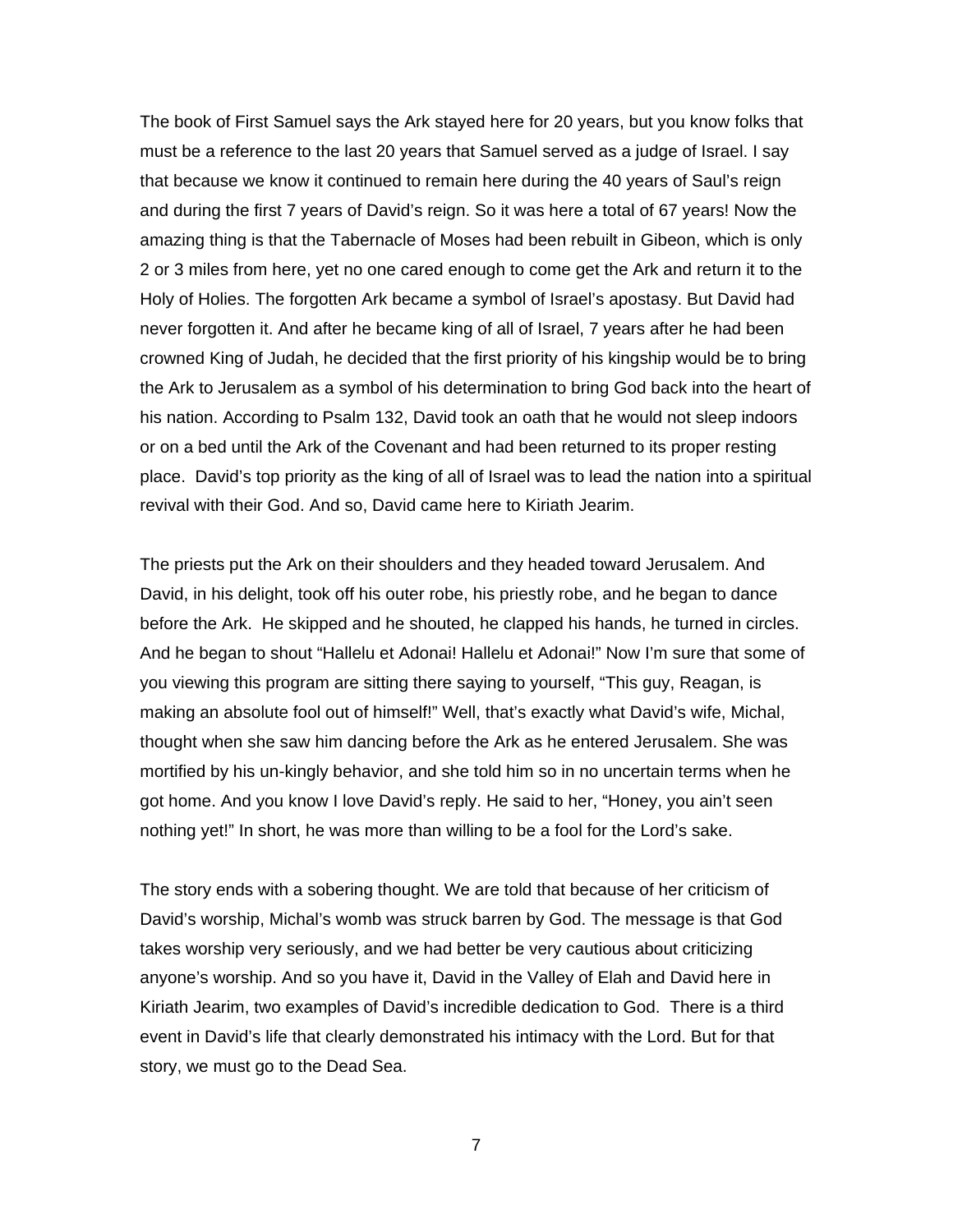The book of First Samuel says the Ark stayed here for 20 years, but you know folks that must be a reference to the last 20 years that Samuel served as a judge of Israel. I say that because we know it continued to remain here during the 40 years of Saul's reign and during the first 7 years of David's reign. So it was here a total of 67 years! Now the amazing thing is that the Tabernacle of Moses had been rebuilt in Gibeon, which is only 2 or 3 miles from here, yet no one cared enough to come get the Ark and return it to the Holy of Holies. The forgotten Ark became a symbol of Israel's apostasy. But David had never forgotten it. And after he became king of all of Israel, 7 years after he had been crowned King of Judah, he decided that the first priority of his kingship would be to bring the Ark to Jerusalem as a symbol of his determination to bring God back into the heart of his nation. According to Psalm 132, David took an oath that he would not sleep indoors or on a bed until the Ark of the Covenant and had been returned to its proper resting place. David's top priority as the king of all of Israel was to lead the nation into a spiritual revival with their God. And so, David came here to Kiriath Jearim.

The priests put the Ark on their shoulders and they headed toward Jerusalem. And David, in his delight, took off his outer robe, his priestly robe, and he began to dance before the Ark. He skipped and he shouted, he clapped his hands, he turned in circles. And he began to shout "Hallelu et Adonai! Hallelu et Adonai!" Now I'm sure that some of you viewing this program are sitting there saying to yourself, "This guy, Reagan, is making an absolute fool out of himself!" Well, that's exactly what David's wife, Michal, thought when she saw him dancing before the Ark as he entered Jerusalem. She was mortified by his un-kingly behavior, and she told him so in no uncertain terms when he got home. And you know I love David's reply. He said to her, "Honey, you ain't seen nothing yet!" In short, he was more than willing to be a fool for the Lord's sake.

The story ends with a sobering thought. We are told that because of her criticism of David's worship, Michal's womb was struck barren by God. The message is that God takes worship very seriously, and we had better be very cautious about criticizing anyone's worship. And so you have it, David in the Valley of Elah and David here in Kiriath Jearim, two examples of David's incredible dedication to God. There is a third event in David's life that clearly demonstrated his intimacy with the Lord. But for that story, we must go to the Dead Sea.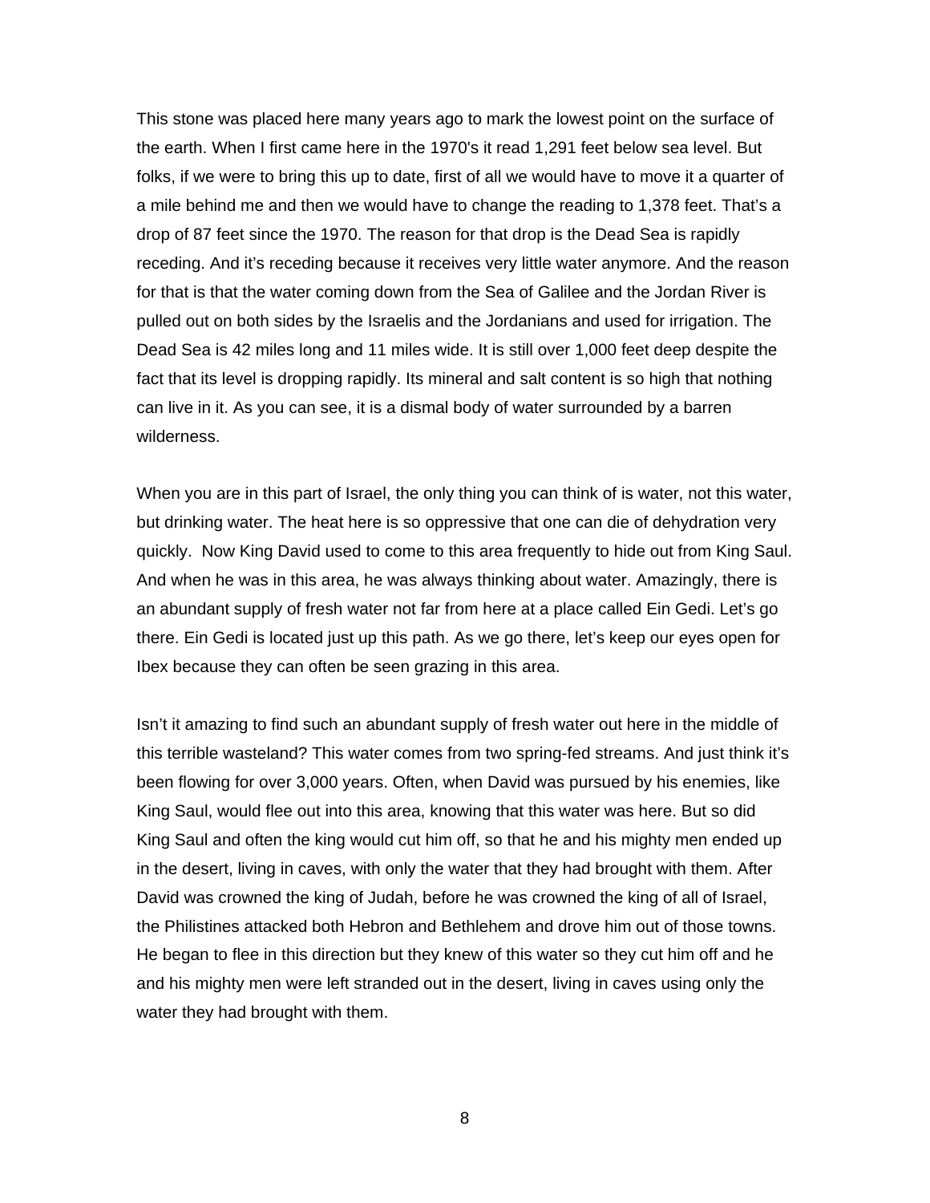This stone was placed here many years ago to mark the lowest point on the surface of the earth. When I first came here in the 1970's it read 1,291 feet below sea level. But folks, if we were to bring this up to date, first of all we would have to move it a quarter of a mile behind me and then we would have to change the reading to 1,378 feet. That's a drop of 87 feet since the 1970. The reason for that drop is the Dead Sea is rapidly receding. And it's receding because it receives very little water anymore. And the reason for that is that the water coming down from the Sea of Galilee and the Jordan River is pulled out on both sides by the Israelis and the Jordanians and used for irrigation. The Dead Sea is 42 miles long and 11 miles wide. It is still over 1,000 feet deep despite the fact that its level is dropping rapidly. Its mineral and salt content is so high that nothing can live in it. As you can see, it is a dismal body of water surrounded by a barren wilderness.

When you are in this part of Israel, the only thing you can think of is water, not this water, but drinking water. The heat here is so oppressive that one can die of dehydration very quickly.  Now King David used to come to this area frequently to hide out from King Saul. And when he was in this area, he was always thinking about water. Amazingly, there is an abundant supply of fresh water not far from here at a place called Ein Gedi. Let's go there. Ein Gedi is located just up this path. As we go there, let's keep our eyes open for Ibex because they can often be seen grazing in this area.

Isn't it amazing to find such an abundant supply of fresh water out here in the middle of this terrible wasteland? This water comes from two spring-fed streams. And just think it's been flowing for over 3,000 years. Often, when David was pursued by his enemies, like King Saul, would flee out into this area, knowing that this water was here. But so did King Saul and often the king would cut him off, so that he and his mighty men ended up in the desert, living in caves, with only the water that they had brought with them. After David was crowned the king of Judah, before he was crowned the king of all of Israel, the Philistines attacked both Hebron and Bethlehem and drove him out of those towns. He began to flee in this direction but they knew of this water so they cut him off and he and his mighty men were left stranded out in the desert, living in caves using only the water they had brought with them.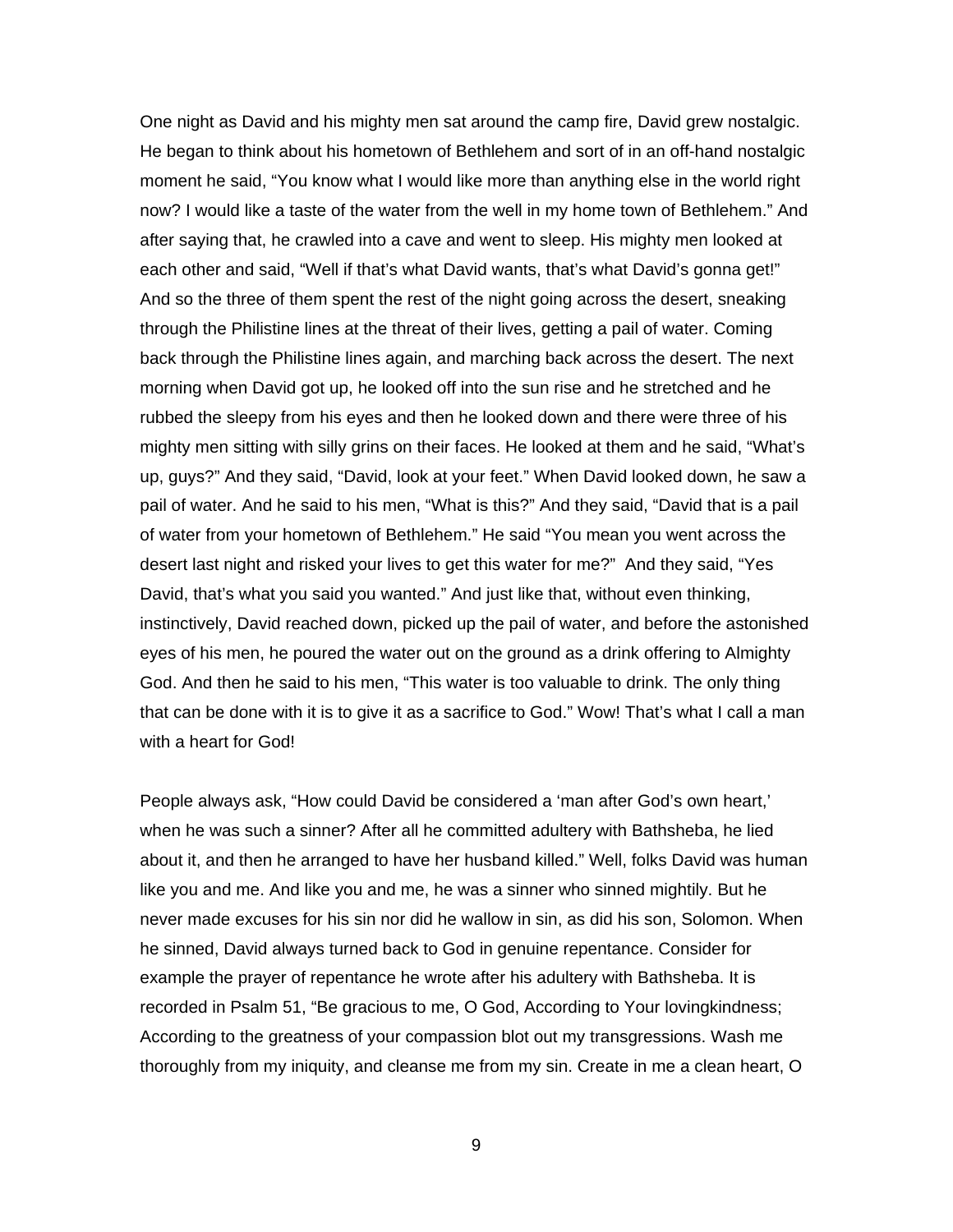One night as David and his mighty men sat around the camp fire, David grew nostalgic. He began to think about his hometown of Bethlehem and sort of in an off-hand nostalgic moment he said, "You know what I would like more than anything else in the world right now? I would like a taste of the water from the well in my home town of Bethlehem." And after saying that, he crawled into a cave and went to sleep. His mighty men looked at each other and said, "Well if that's what David wants, that's what David's gonna get!" And so the three of them spent the rest of the night going across the desert, sneaking through the Philistine lines at the threat of their lives, getting a pail of water. Coming back through the Philistine lines again, and marching back across the desert. The next morning when David got up, he looked off into the sun rise and he stretched and he rubbed the sleepy from his eyes and then he looked down and there were three of his mighty men sitting with silly grins on their faces. He looked at them and he said, "What's up, guys?" And they said, "David, look at your feet." When David looked down, he saw a pail of water. And he said to his men, "What is this?" And they said, "David that is a pail of water from your hometown of Bethlehem." He said "You mean you went across the desert last night and risked your lives to get this water for me?" And they said, "Yes David, that's what you said you wanted." And just like that, without even thinking, instinctively, David reached down, picked up the pail of water, and before the astonished eyes of his men, he poured the water out on the ground as a drink offering to Almighty God. And then he said to his men, "This water is too valuable to drink. The only thing that can be done with it is to give it as a sacrifice to God." Wow! That's what I call a man with a heart for God!

People always ask, "How could David be considered a 'man after God's own heart,' when he was such a sinner? After all he committed adultery with Bathsheba, he lied about it, and then he arranged to have her husband killed." Well, folks David was human like you and me. And like you and me, he was a sinner who sinned mightily. But he never made excuses for his sin nor did he wallow in sin, as did his son, Solomon. When he sinned, David always turned back to God in genuine repentance. Consider for example the prayer of repentance he wrote after his adultery with Bathsheba. It is recorded in Psalm 51, "Be gracious to me, O God, According to Your lovingkindness; According to the greatness of your compassion blot out my transgressions. Wash me thoroughly from my iniquity, and cleanse me from my sin. Create in me a clean heart, O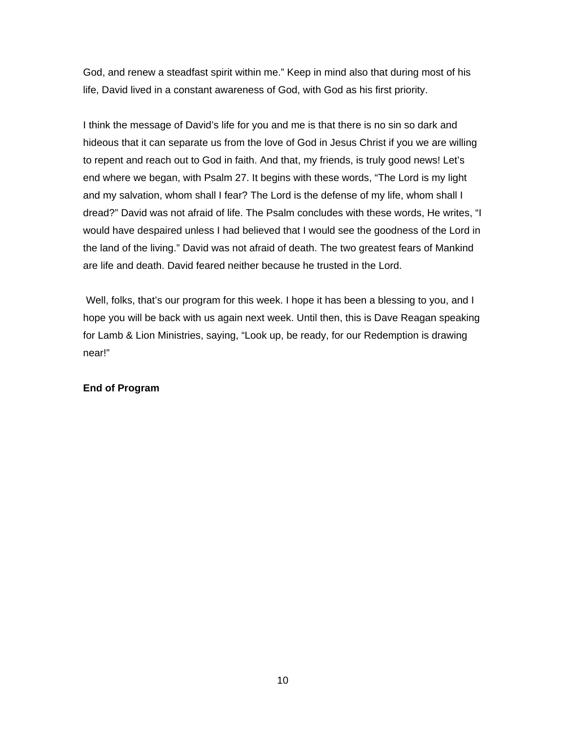God, and renew a steadfast spirit within me." Keep in mind also that during most of his life, David lived in a constant awareness of God, with God as his first priority.

I think the message of David's life for you and me is that there is no sin so dark and hideous that it can separate us from the love of God in Jesus Christ if you we are willing to repent and reach out to God in faith. And that, my friends, is truly good news! Let's end where we began, with Psalm 27. It begins with these words, "The Lord is my light and my salvation, whom shall I fear? The Lord is the defense of my life, whom shall I dread?" David was not afraid of life. The Psalm concludes with these words, He writes, "I would have despaired unless I had believed that I would see the goodness of the Lord in the land of the living." David was not afraid of death. The two greatest fears of Mankind are life and death. David feared neither because he trusted in the Lord.

Well, folks, that's our program for this week. I hope it has been a blessing to you, and I hope you will be back with us again next week. Until then, this is Dave Reagan speaking for Lamb & Lion Ministries, saying, "Look up, be ready, for our Redemption is drawing near!"

**End of Program**